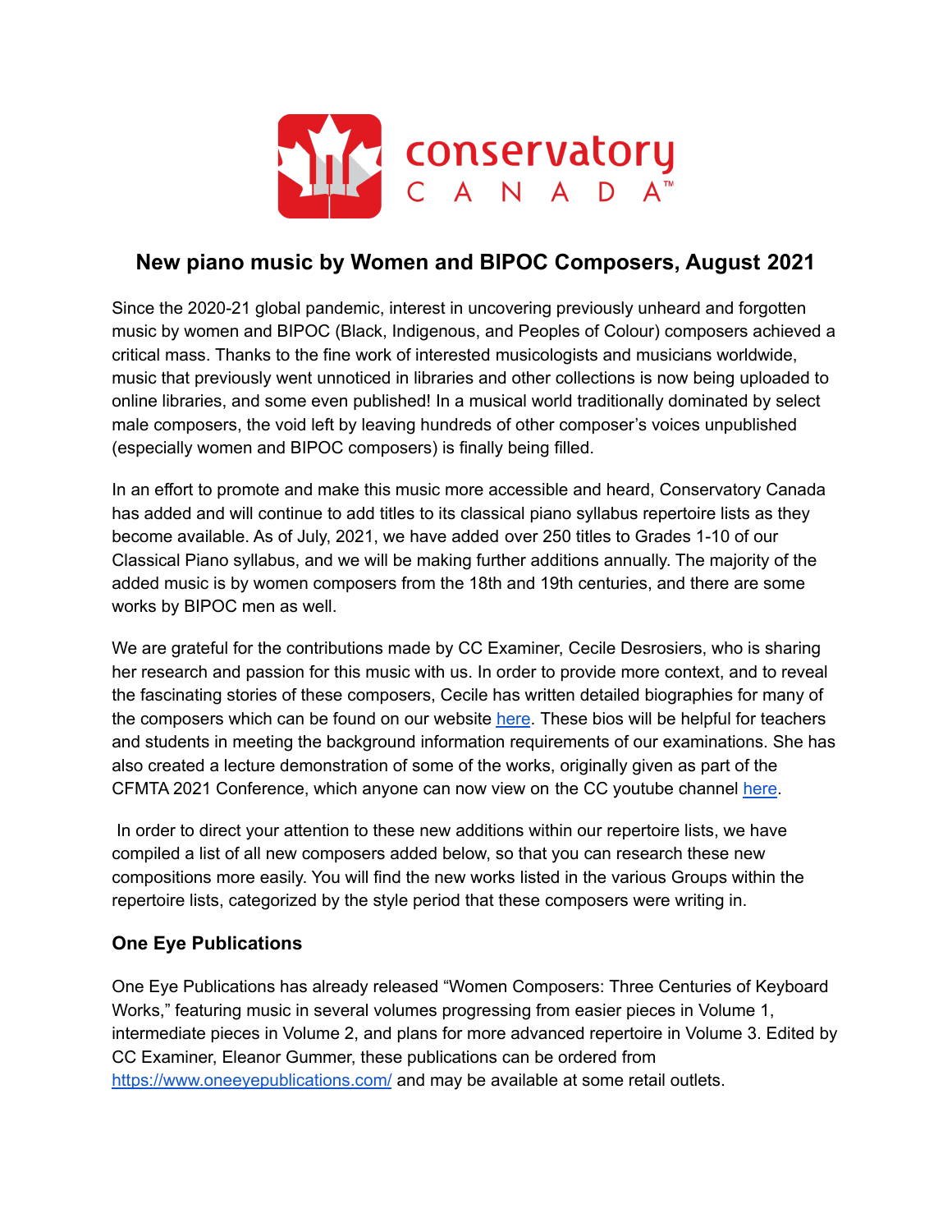# New piano music by Women and BIPOC Composers, August 2021

Since the 2020-21 global pandemic, interest in uncovering previously unheard and forgotten music by women and BIPOC (Black, Indigenous, and Peoples of Colour) composers achieved a critical mass. Thanks to the fine work of interested musicologists and musicians worldwide, music that previously went unnoticed in libraries and other collections is now being uploaded to online libraries, and some even published! In a musical world traditionally dominated by select male composers, the void left by leaving hundreds of other composer's voices unpublished (especially women and BIPOC composers) is finally being filled.

In an effort to promote and make this music more accessible and heard, Conservatory Canada has added and will continue to add titles to its classical piano syllabus repertoire lists as they become available. As of July, 2021, we have added over 250 titles to Grades 1-10 of our Classical Piano syllabus, and we will be making further additions annually. The majority of the added music is by women composers from the 18th and 19th centuries, and there are some works by BIPOC men as well.

We are grateful for the contributions made by CC Examiner, Cecile Desrosiers, who is sharing her research and passion for this music with us. In order to provide more context, and to reveal the fascinating stories of these composers, Cecile has written detailed biographies for many of the composers which can be found on our website here. These bios will be helpful for teachers and students in meeting the background information requirements of our examinations. She has also created a lecture demonstration of some of the works, originally given as part of the CFMTA 2021 Conference, which anyone can now view on the CC youtube channel here.

In order to direct your attention to these new additions within our repertoire lists, we have compiled a list of all new composers added below, so that you can research these new compositions more easily. You will find the new works listed in the various Groups within the repertoire lists, categorized by the style period that these composers were writing in.

## One Eye Publications

One Eye Publications has already released "Women Composers: Three Centuries of Keyboard Works," featuring music in several volumes progressing from easier pieces in Volume 1, intermediate pieces in Volume 2, and plans for more advanced repertoire in Volume 3. Edited by CC Examiner, Eleanor Gummer, these publications can be ordered from https://www.oneeyepublications.com/ and may be available at some retail outlets.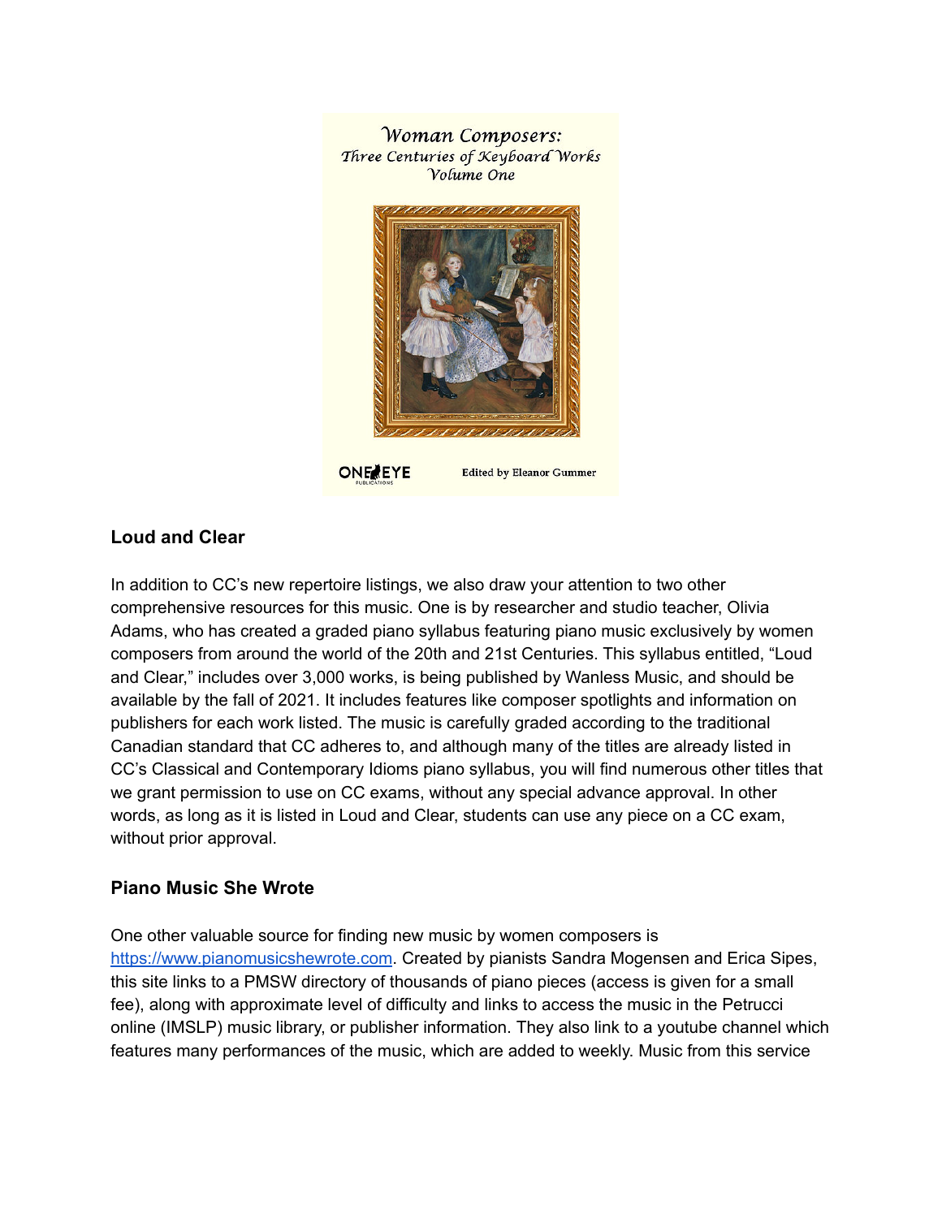## Loud and Clear

In addition to CC's new repertoire listings, we also draw your attention to two other comprehensive resources for this music. One is by researcher and studio teacher, Olivia Adams, who has created a graded piano syllabus featuring piano music exclusively by women composers from around the world of the 20th and 21st Centuries. This syllabus entitled, "Loud and Clear," includes over 3,000 works, is being published by Wanless Music, and should be available by the fall of 2021. It includes features like composer spotlights and information on publishers for each work listed. The music is carefully graded according to the traditional Canadian standard that CC adheres to, and although many of the titles are already listed in CC's Classical and Contemporary Idioms piano syllabus, you will find numerous other titles that we grant permission to use on CC exams, without any special advance approval. In other words, as long as it is listed in Loud and Clear, students can use any piece on a CC exam, without prior approval.

## Piano Music She Wrote

One other valuable source for finding new music by women composers is https://www.pianomusicshewrote.com. Created by pianists Sandra Mogensen and Erica Sipes, this site links to a PMSW directory of thousands of piano pieces (access is given for a small fee), along with approximate level of difficulty and links to access the music in the Petrucci online (IMSLP) music library, or publisher information. They also link to a youtube channel which features many performances of the music, which are added to weekly. Music from this service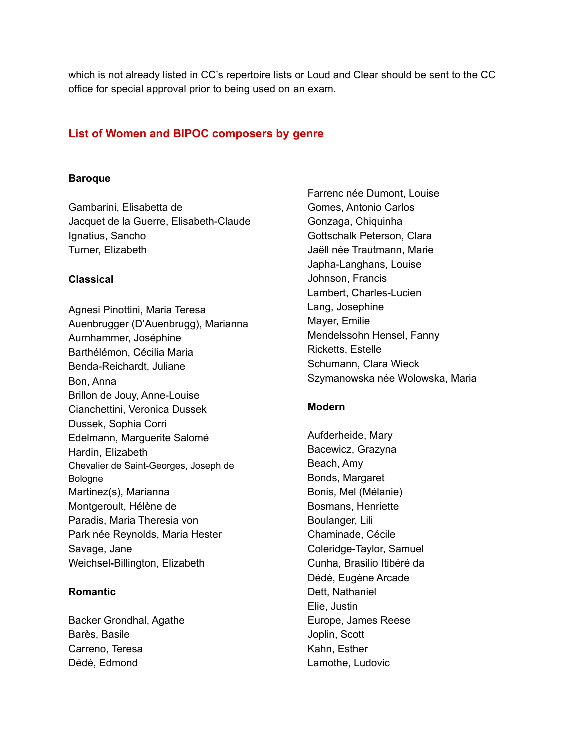which is not already listed in CC's repertoire lists or Loud and Clear should be sent to the CC office for special approval prior to being used on an exam.

## List of Women and BIPOC composers by genre

### Baroque

Gambarini, Elisabetta de
Jacquet de la Guerre, Elisabeth-Claude
Ignatius, Sancho
Turner, Elizabeth

### Classical

Agnesi Pinottini, Maria Teresa
Auenbrugger (D'Auenbrugg), Marianna
Aurnhammer, Joséphine
Barthélémon, Cécilia Maria
Benda-Reichardt, Juliane
Bon, Anna
Brillon de Jouy, Anne-Louise
Cianchettini, Veronica Dussek
Dussek, Sophia Corri
Edelmann, Marguerite Salomé
Hardin, Elizabeth
Chevalier de Saint-Georges, Joseph de Bologne
Martinez(s), Marianna
Montgeroult, Hélène de
Paradis, Maria Theresia von
Park née Reynolds, Maria Hester
Savage, Jane
Weichsel-Billington, Elizabeth

### Romantic

Backer Grondhal, Agathe
Barès, Basile
Carreno, Teresa
Dédé, Edmond
Farrenc née Dumont, Louise
Gomes, Antonio Carlos
Gonzaga, Chiquinha
Gottschalk Peterson, Clara
Jaëll née Trautmann, Marie
Japha-Langhans, Louise
Johnson, Francis
Lambert, Charles-Lucien
Lang, Josephine
Mayer, Emilie
Mendelssohn Hensel, Fanny
Ricketts, Estelle
Schumann, Clara Wieck
Szymanowska née Wolowska, Maria

### Modern

Aufderheide, Mary
Bacewicz, Grazyna
Beach, Amy
Bonds, Margaret
Bonis, Mel (Mélanie)
Bosmans, Henriette
Boulanger, Lili
Chaminade, Cécile
Coleridge-Taylor, Samuel
Cunha, Brasilio Itibéré da
Dédé, Eugène Arcade
Dett, Nathaniel
Elie, Justin
Europe, James Reese
Joplin, Scott
Kahn, Esther
Lamothe, Ludovic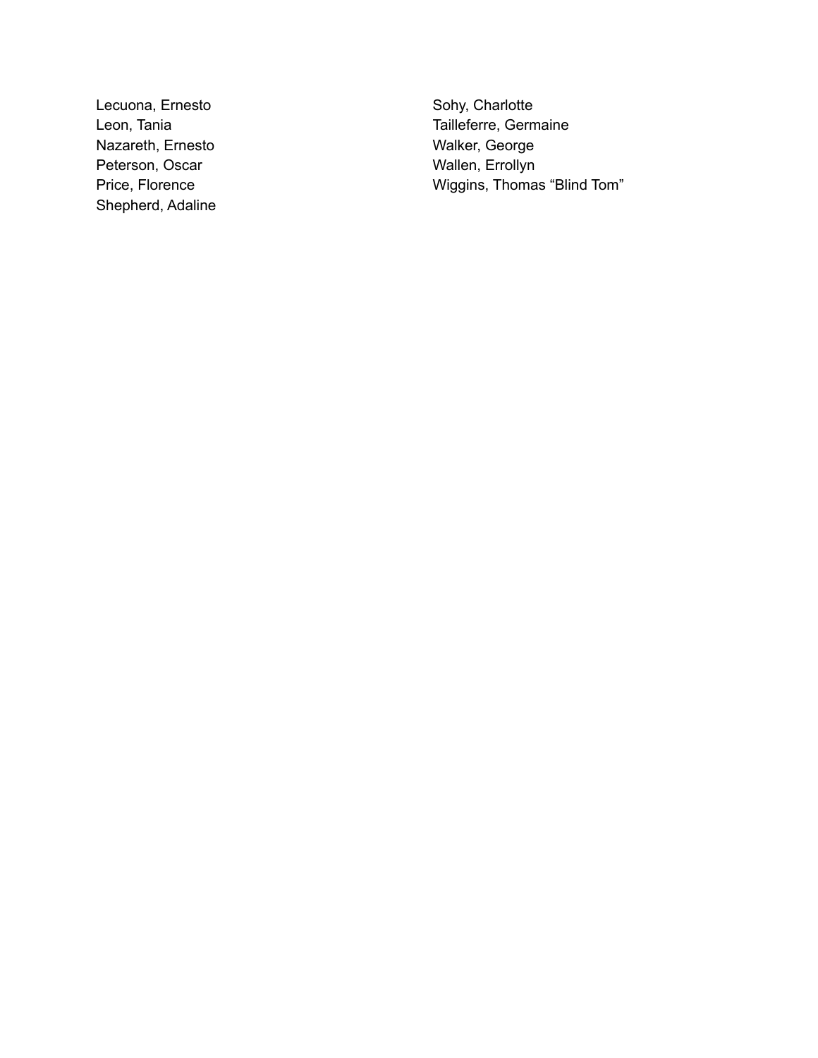Lecuona, Ernesto
Leon, Tania
Nazareth, Ernesto
Peterson, Oscar
Price, Florence
Shepherd, Adaline
Sohy, Charlotte
Tailleferre, Germaine
Walker, George
Wallen, Errollyn
Wiggins, Thomas “Blind Tom”